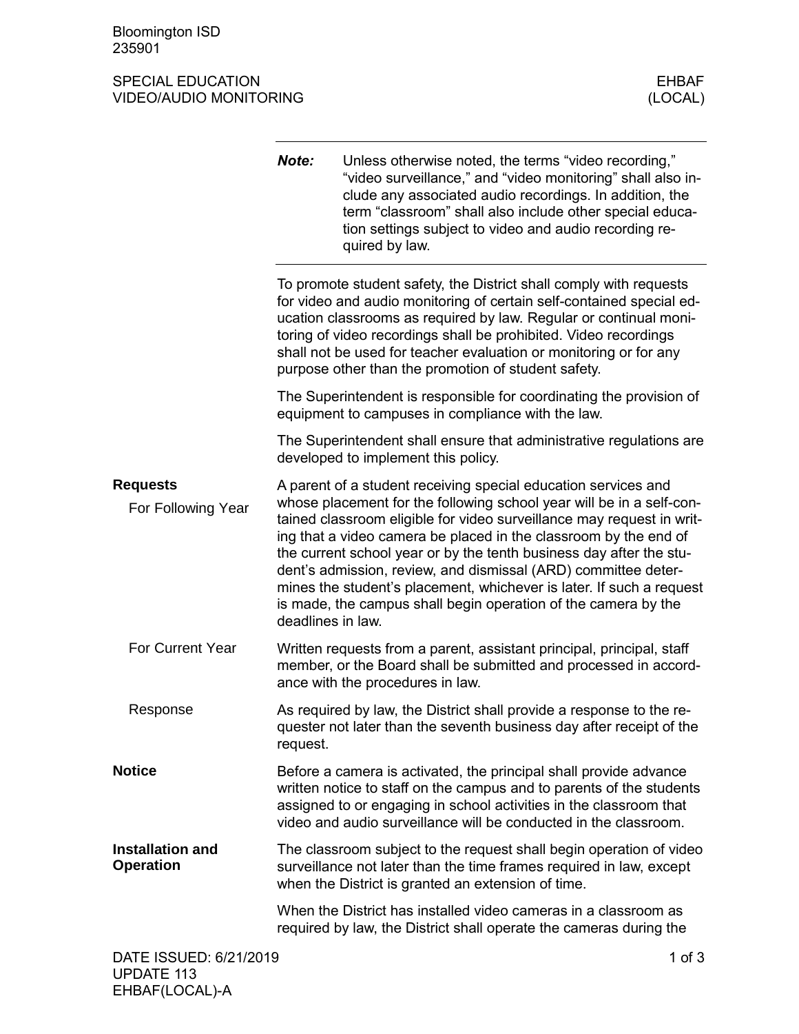Bloomington ISD
235901

SPECIAL EDUCATION
VIDEO/AUDIO MONITORING

EHBAF
(LOCAL)

***Note:*** Unless otherwise noted, the terms "video recording," "video surveillance," and "video monitoring" shall also include any associated audio recordings. In addition, the term "classroom" shall also include other special education settings subject to video and audio recording required by law.

To promote student safety, the District shall comply with requests for video and audio monitoring of certain self-contained special education classrooms as required by law. Regular or continual monitoring of video recordings shall be prohibited. Video recordings shall not be used for teacher evaluation or monitoring or for any purpose other than the promotion of student safety.

The Superintendent is responsible for coordinating the provision of equipment to campuses in compliance with the law.

The Superintendent shall ensure that administrative regulations are developed to implement this policy.

## Requests

### For Following Year

A parent of a student receiving special education services and whose placement for the following school year will be in a self-contained classroom eligible for video surveillance may request in writing that a video camera be placed in the classroom by the end of the current school year or by the tenth business day after the student's admission, review, and dismissal (ARD) committee determines the student's placement, whichever is later. If such a request is made, the campus shall begin operation of the camera by the deadlines in law.

### For Current Year

Written requests from a parent, assistant principal, principal, staff member, or the Board shall be submitted and processed in accordance with the procedures in law.

### Response

As required by law, the District shall provide a response to the requester not later than the seventh business day after receipt of the request.

## Notice

Before a camera is activated, the principal shall provide advance written notice to staff on the campus and to parents of the students assigned to or engaging in school activities in the classroom that video and audio surveillance will be conducted in the classroom.

## Installation and Operation

The classroom subject to the request shall begin operation of video surveillance not later than the time frames required in law, except when the District is granted an extension of time.

When the District has installed video cameras in a classroom as required by law, the District shall operate the cameras during the

DATE ISSUED: 6/21/2019
UPDATE 113
EHBAF(LOCAL)-A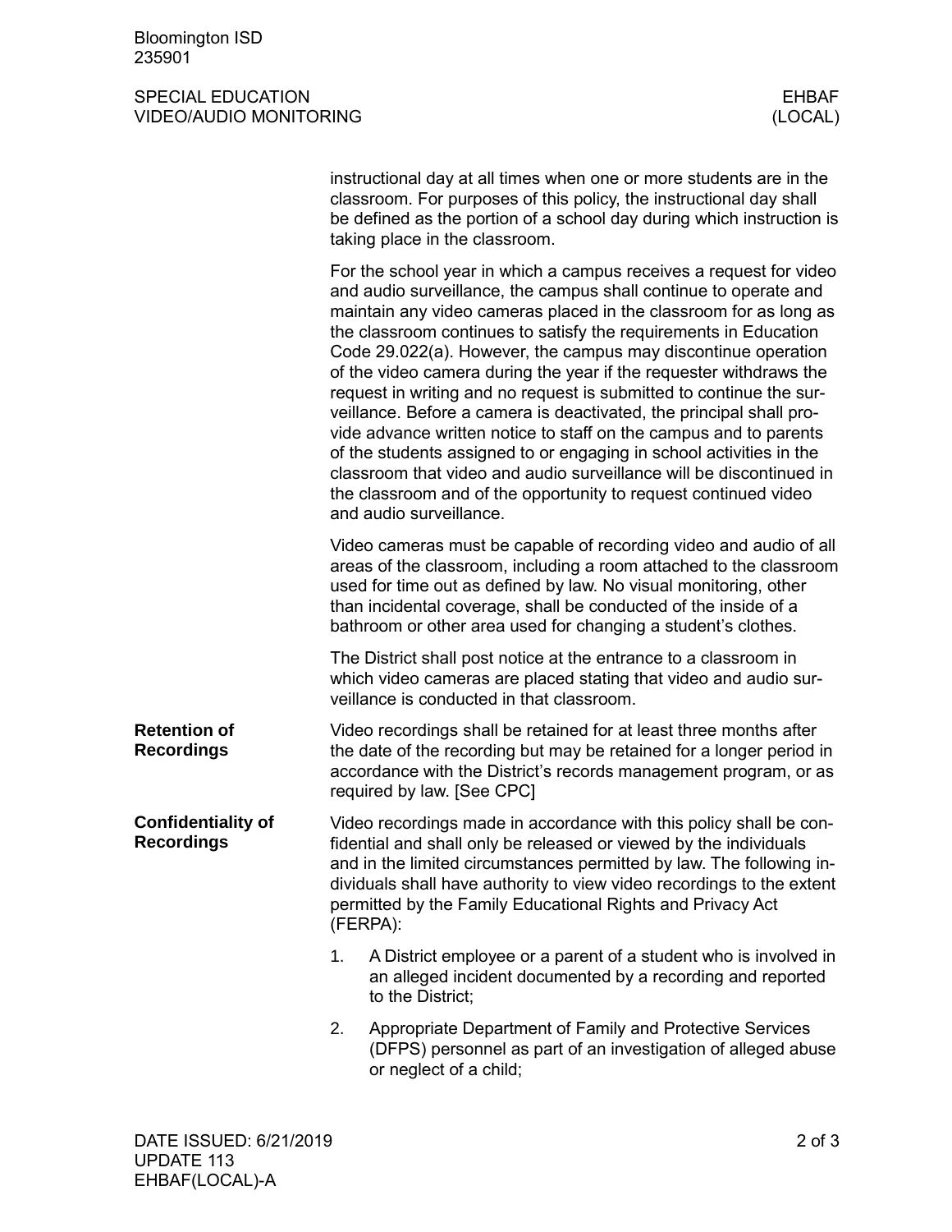instructional day at all times when one or more students are in the classroom. For purposes of this policy, the instructional day shall be defined as the portion of a school day during which instruction is taking place in the classroom.

For the school year in which a campus receives a request for video and audio surveillance, the campus shall continue to operate and maintain any video cameras placed in the classroom for as long as the classroom continues to satisfy the requirements in Education Code 29.022(a). However, the campus may discontinue operation of the video camera during the year if the requester withdraws the request in writing and no request is submitted to continue the surveillance. Before a camera is deactivated, the principal shall provide advance written notice to staff on the campus and to parents of the students assigned to or engaging in school activities in the classroom that video and audio surveillance will be discontinued in the classroom and of the opportunity to request continued video and audio surveillance.

Video cameras must be capable of recording video and audio of all areas of the classroom, including a room attached to the classroom used for time out as defined by law. No visual monitoring, other than incidental coverage, shall be conducted of the inside of a bathroom or other area used for changing a student's clothes.

The District shall post notice at the entrance to a classroom in which video cameras are placed stating that video and audio surveillance is conducted in that classroom.

**Retention of Recordings**

Video recordings shall be retained for at least three months after the date of the recording but may be retained for a longer period in accordance with the District's records management program, or as required by law. [See CPC]

**Confidentiality of Recordings**

Video recordings made in accordance with this policy shall be confidential and shall only be released or viewed by the individuals and in the limited circumstances permitted by law. The following individuals shall have authority to view video recordings to the extent permitted by the Family Educational Rights and Privacy Act (FERPA):

1. A District employee or a parent of a student who is involved in an alleged incident documented by a recording and reported to the District;
2. Appropriate Department of Family and Protective Services (DFPS) personnel as part of an investigation of alleged abuse or neglect of a child;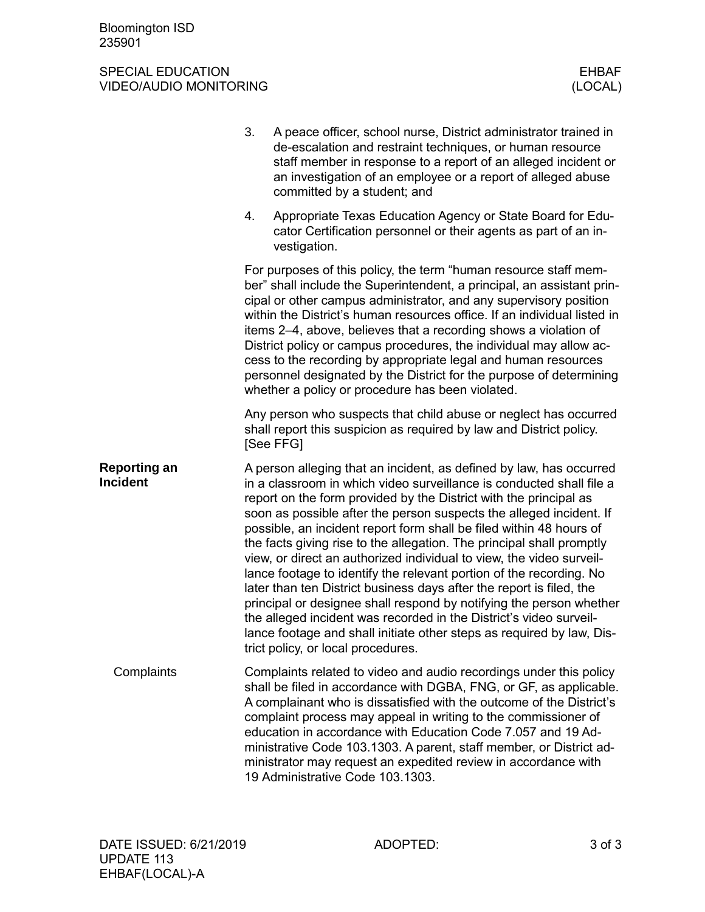3. A peace officer, school nurse, District administrator trained in de-escalation and restraint techniques, or human resource staff member in response to a report of an alleged incident or an investigation of an employee or a report of alleged abuse committed by a student; and
4. Appropriate Texas Education Agency or State Board for Educator Certification personnel or their agents as part of an investigation.

For purposes of this policy, the term "human resource staff member" shall include the Superintendent, a principal, an assistant principal or other campus administrator, and any supervisory position within the District's human resources office. If an individual listed in items 2–4, above, believes that a recording shows a violation of District policy or campus procedures, the individual may allow access to the recording by appropriate legal and human resources personnel designated by the District for the purpose of determining whether a policy or procedure has been violated.

Any person who suspects that child abuse or neglect has occurred shall report this suspicion as required by law and District policy. [See FFG]

## Reporting an Incident

A person alleging that an incident, as defined by law, has occurred in a classroom in which video surveillance is conducted shall file a report on the form provided by the District with the principal as soon as possible after the person suspects the alleged incident. If possible, an incident report form shall be filed within 48 hours of the facts giving rise to the allegation. The principal shall promptly view, or direct an authorized individual to view, the video surveillance footage to identify the relevant portion of the recording. No later than ten District business days after the report is filed, the principal or designee shall respond by notifying the person whether the alleged incident was recorded in the District's video surveillance footage and shall initiate other steps as required by law, District policy, or local procedures.

### Complaints

Complaints related to video and audio recordings under this policy shall be filed in accordance with DGBA, FNG, or GF, as applicable. A complainant who is dissatisfied with the outcome of the District's complaint process may appeal in writing to the commissioner of education in accordance with Education Code 7.057 and 19 Administrative Code 103.1303. A parent, staff member, or District administrator may request an expedited review in accordance with 19 Administrative Code 103.1303.